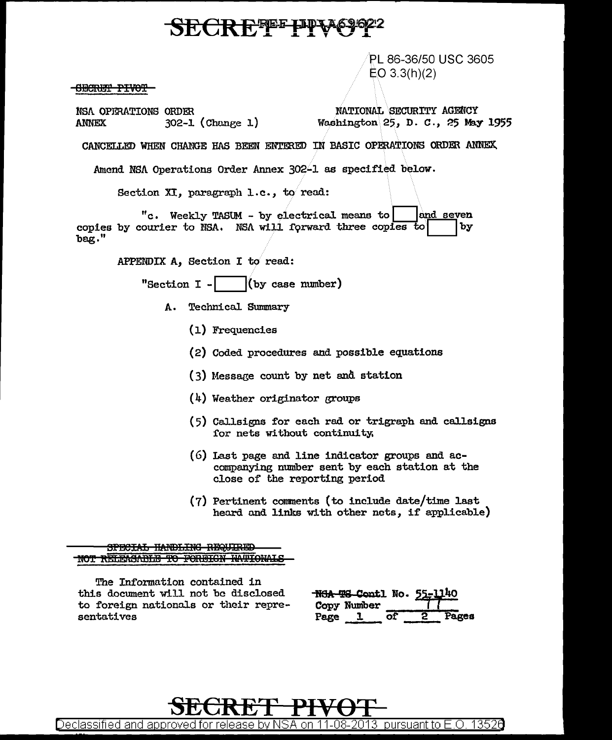SECRET PIVOT REF ID:A69622

PL 86-36/50 USC 3605
EO 3.3(h)(2)

~~SECRET PIVOT~~

NSA OPERATIONS ORDER
ANNEX 302-1 (Change 1)

NATIONAL SECURITY AGENCY
Washington 25, D. C., 25 May 1955

CANCELLED WHEN CHANGE HAS BEEN ENTERED IN BASIC OPERATIONS ORDER ANNEX

Amend NSA Operations Order Annex 302-1 as specified below.

Section XI, paragraph 1.c., to read:

"c. Weekly TASUM - by electrical means to [ ] and seven copies by courier to NSA. NSA will forward three copies to [ ] by bag."

APPENDIX A, Section I to read:

"Section I - [ ] (by case number)

A. Technical Summary

(1) Frequencies

(2) Coded procedures and possible equations

(3) Message count by net and station

(4) Weather originator groups

(5) Callsigns for each rad or trigraph and callsigns for nets without continuity.

(6) Last page and line indicator groups and accompanying number sent by each station at the close of the reporting period

(7) Pertinent comments (to include date/time last heard and links with other nets, if applicable)

~~SPECIAL HANDLING REQUIRED~~
~~NOT RELEASABLE TO FOREIGN NATIONALS~~

The Information contained in this document will not be disclosed to foreign nationals or their representatives

~~NSA TS Contl~~ No. 55-1140
Copy Number 11
Page 1 of 2 Pages

SECRET PIVOT

Declassified and approved for release by NSA on 11-08-2013 pursuant to E.O. 13526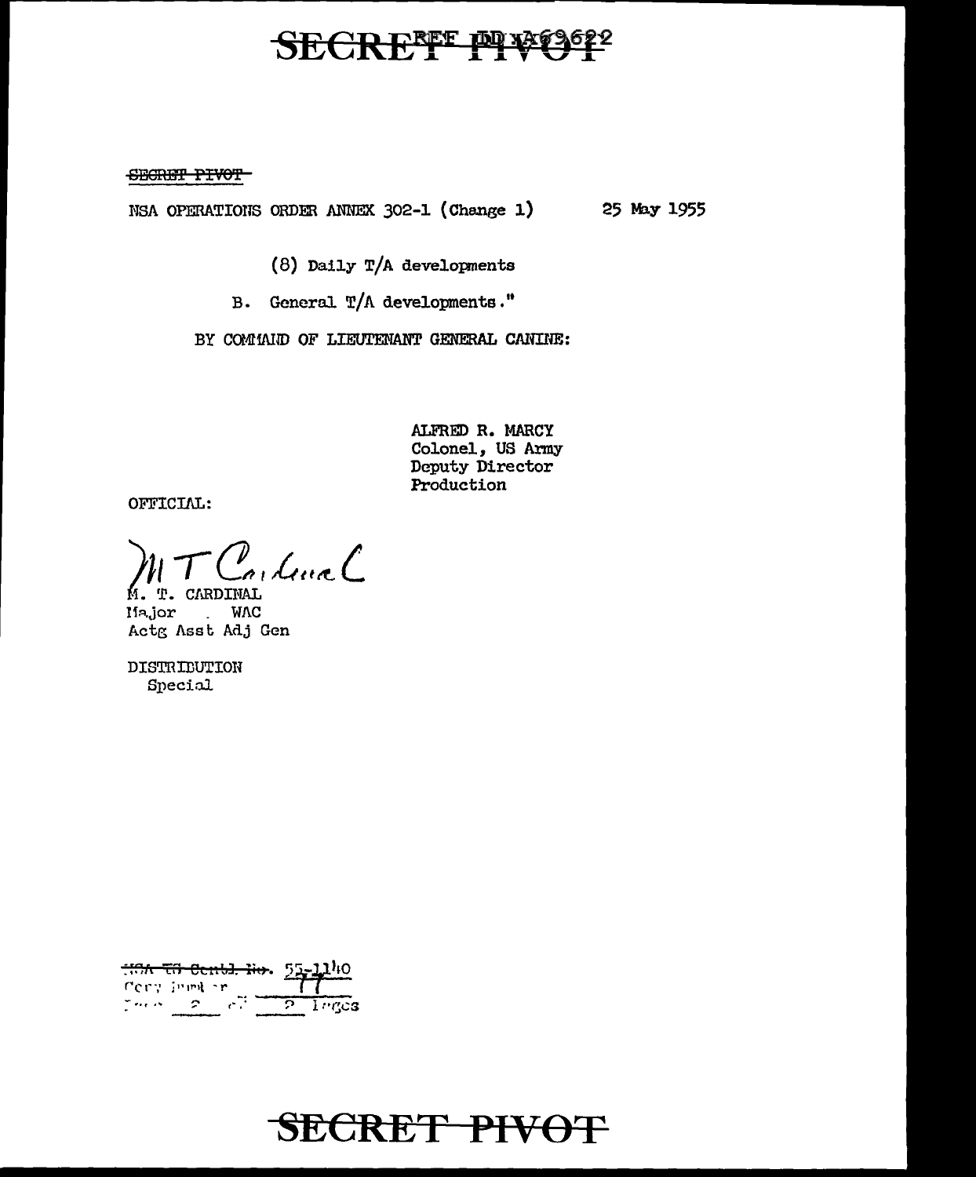SECRET PIVOT

NSA OPERATIONS ORDER ANNEX 302-1 (Change 1) 25 May 1955

(8) Daily T/A developments

B. General T/A developments."

BY COMMAND OF LIEUTENANT GENERAL CANINE:

ALFRED R. MARCY
Colonel, US Army
Deputy Director
Production

OFFICIAL:

M. T. Cardinal

M. T. CARDINAL
Major WAC
Actg Asst Adj Gen

DISTRIBUTION
Special

NSA TS Contl No. 55-1140
Copy Number 11
Page 2 of 2 Pages